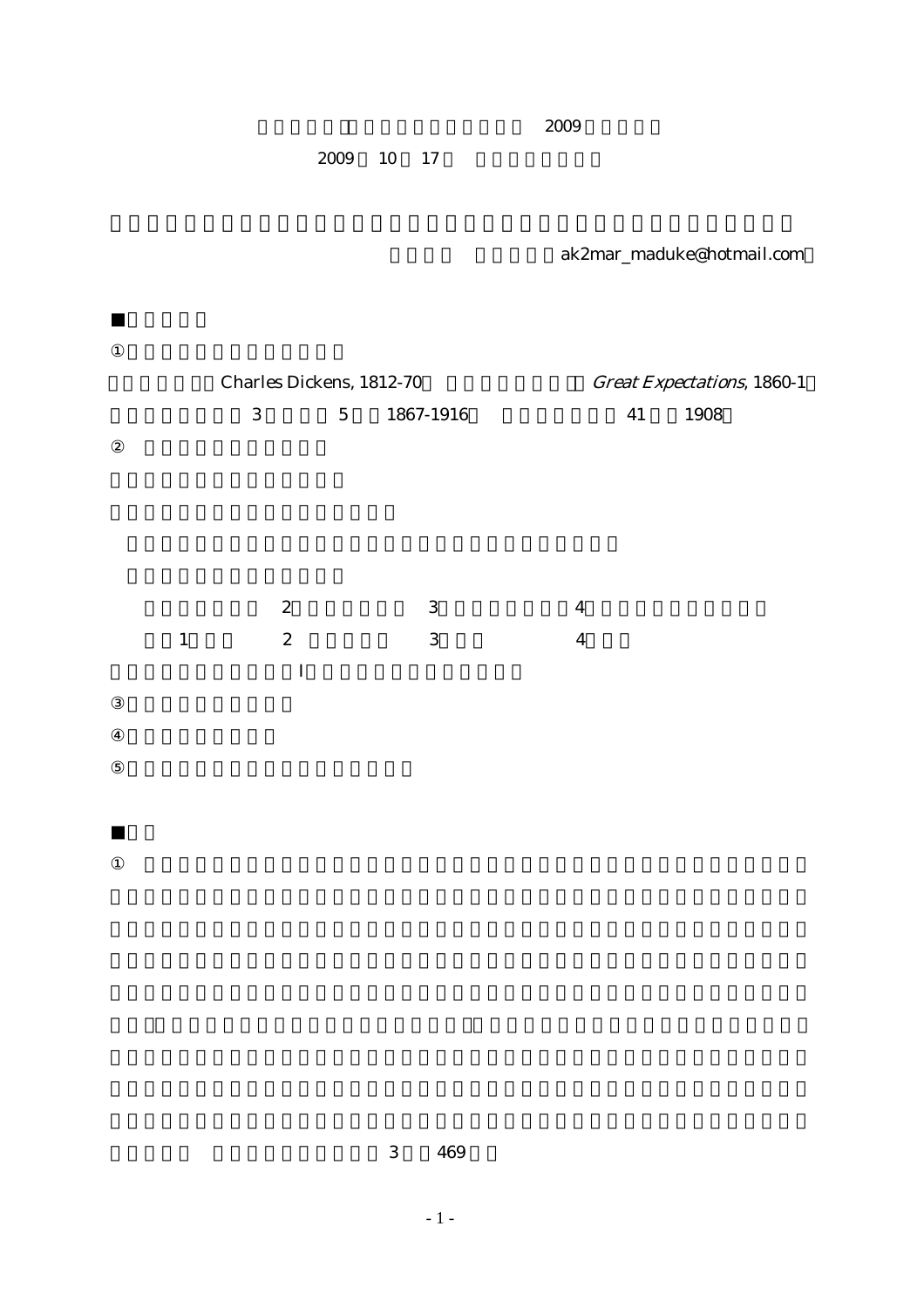2009

2009 10 17

ak2mar_maduke@hotmail.com

■

①

Charles Dickens, 1812-70 *Great Expectations*, 1860-1

3 5 1867-1916 41 1908

②

2 3 4

1 2 3 4

I

③

④

⑤

■

①

3 469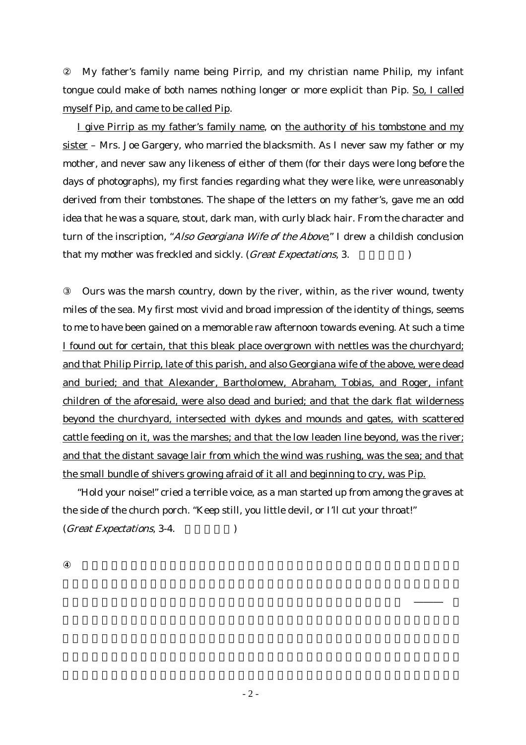② My father's family name being Pirrip, and my christian name Philip, my infant tongue could make of both names nothing longer or more explicit than Pip. <u>So, I called myself Pip, and came to be called Pip</u>.

<u>I give Pirrip as my father's family name</u>, on <u>the authority of his tombstone and my sister</u> – Mrs. Joe Gargery, who married the blacksmith. As I never saw my father or my mother, and never saw any likeness of either of them (for their days were long before the days of photographs), my first fancies regarding what they were like, were unreasonably derived from their tombstones. The shape of the letters on my father's, gave me an odd idea that he was a square, stout, dark man, with curly black hair. From the character and turn of the inscription, "*Also Georgiana Wife of the Above*," I drew a childish conclusion that my mother was freckled and sickly. (*Great Expectations*, 3.　　　　　)

③ Ours was the marsh country, down by the river, within, as the river wound, twenty miles of the sea. My first most vivid and broad impression of the identity of things, seems to me to have been gained on a memorable raw afternoon towards evening. At such a time <u>I found out for certain, that this bleak place overgrown with nettles was the churchyard; and that Philip Pirrip, late of this parish, and also Georgiana wife of the above, were dead and buried; and that Alexander, Bartholomew, Abraham, Tobias, and Roger, infant children of the aforesaid, were also dead and buried; and that the dark flat wilderness beyond the churchyard, intersected with dykes and mounds and gates, with scattered cattle feeding on it, was the marshes; and that the low leaden line beyond, was the river; and that the distant savage lair from which the wind was rushing, was the sea; and that the small bundle of shivers growing afraid of it all and beginning to cry, was Pip.</u>

"Hold your noise!" cried a terrible voice, as a man started up from among the graves at the side of the church porch. "Keep still, you little devil, or I'll cut your throat!"
(*Great Expectations*, 3-4.　　　　　)

④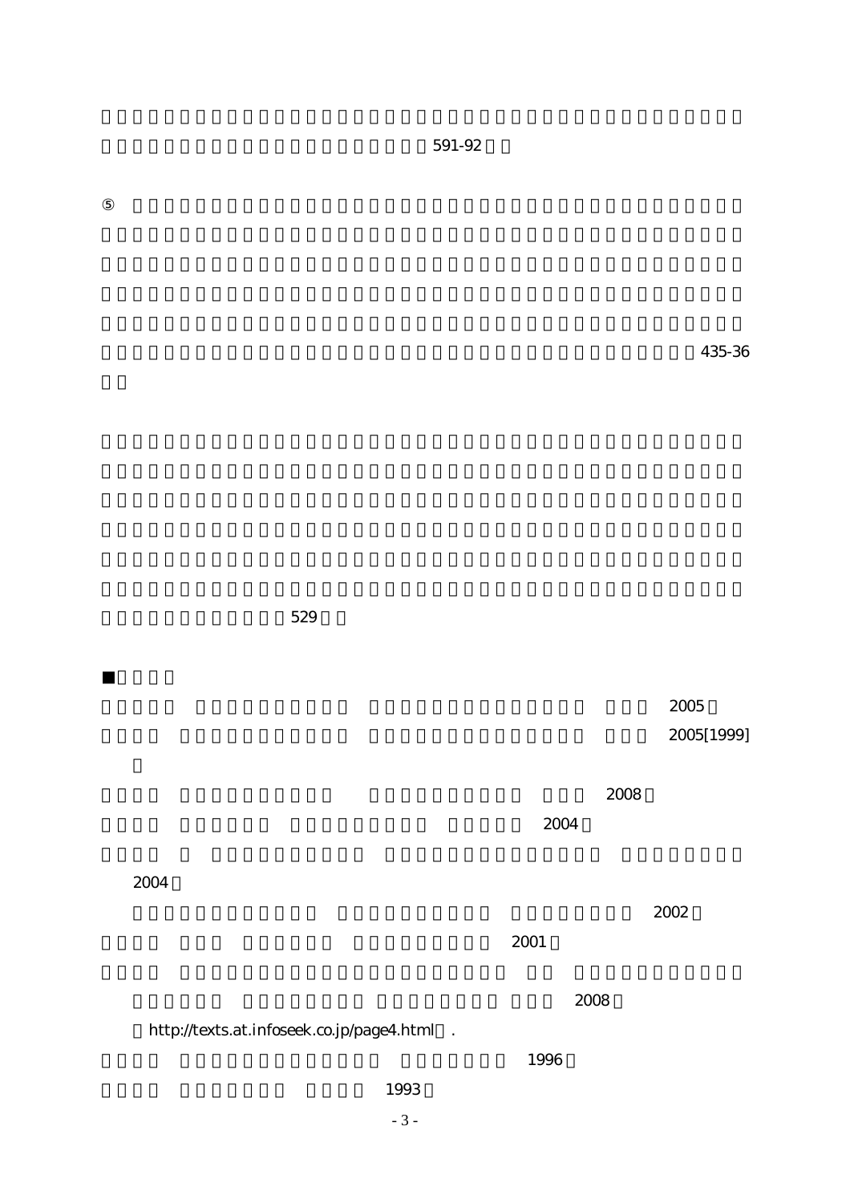591-92

⑤

435-36

529

■

2005

2005[1999]

2008

2004

2004

2002

2001

2008

http://texts.at.infoseek.co.jp/page4.html .

1996

1993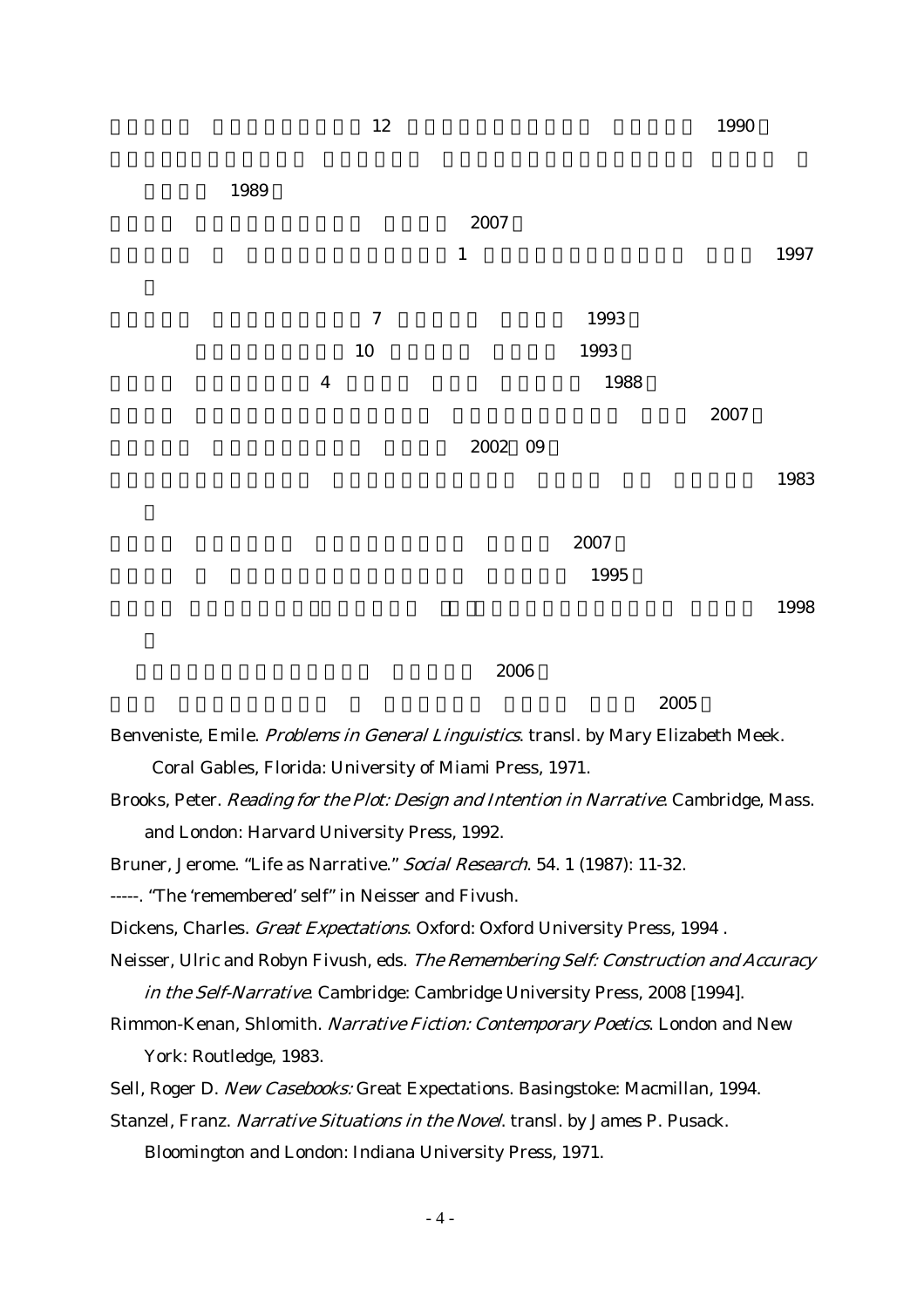12 1990

1989

2007

1 1997

7 1993

10 1993

4 1988

2007

2002 09

1983

2007

1995

1998

2006

2005

Benveniste, Emile. *Problems in General Linguistics*. transl. by Mary Elizabeth Meek. Coral Gables, Florida: University of Miami Press, 1971.

Brooks, Peter. *Reading for the Plot: Design and Intention in Narrative*. Cambridge, Mass. and London: Harvard University Press, 1992.

Bruner, Jerome. "Life as Narrative." *Social Research*. 54. 1 (1987): 11-32.

-----. "The 'remembered' self" in Neisser and Fivush.

Dickens, Charles. *Great Expectations*. Oxford: Oxford University Press, 1994 .

Neisser, Ulric and Robyn Fivush, eds. *The Remembering Self: Construction and Accuracy in the Self-Narrative*. Cambridge: Cambridge University Press, 2008 [1994].

Rimmon-Kenan, Shlomith. *Narrative Fiction: Contemporary Poetics*. London and New York: Routledge, 1983.

Sell, Roger D. *New Casebooks:* Great Expectations. Basingstoke: Macmillan, 1994.

Stanzel, Franz. *Narrative Situations in the Novel*. transl. by James P. Pusack. Bloomington and London: Indiana University Press, 1971.